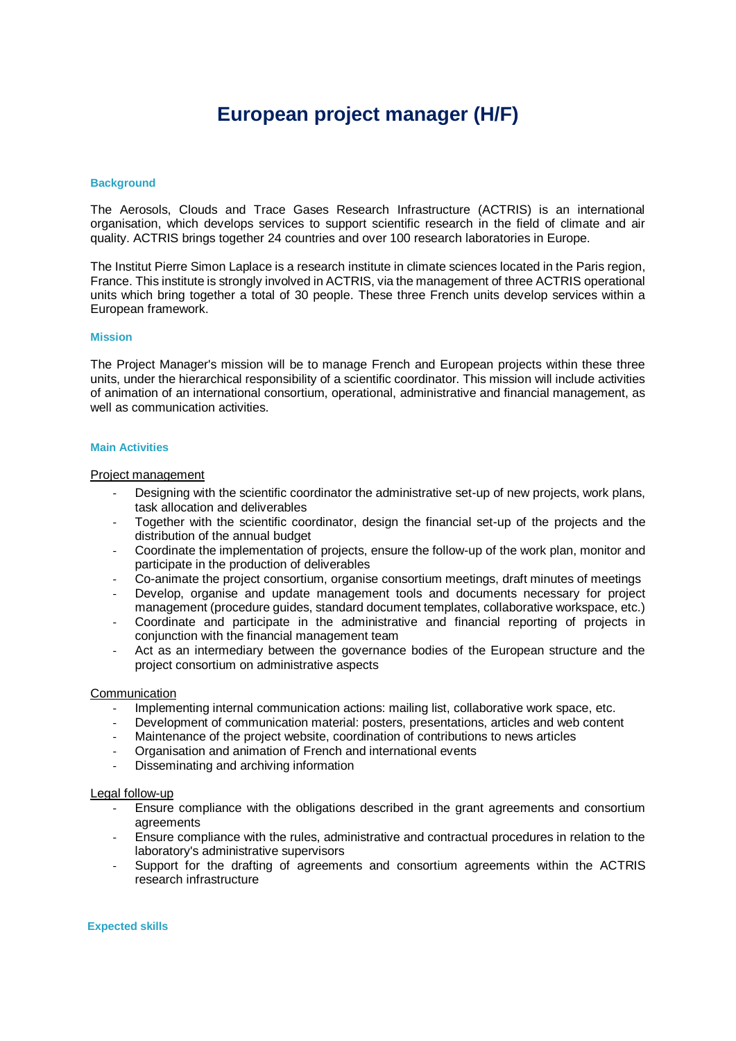# European project manager (H/F)

### Background

The Aerosols, Clouds and Trace Gases Research Infrastructure (ACTRIS) is an international organisation, which develops services to support scientific research in the field of climate and air quality. ACTRIS brings together 24 countries and over 100 research laboratories in Europe.

The Institut Pierre Simon Laplace is a research institute in climate sciences located in the Paris region, France. This institute is strongly involved in ACTRIS, via the management of three ACTRIS operational units which bring together a total of 30 people. These three French units develop services within a European framework.

### Mission

The Project Manager's mission will be to manage French and European projects within these three units, under the hierarchical responsibility of a scientific coordinator. This mission will include activities of animation of an international consortium, operational, administrative and financial management, as well as communication activities.

### Main Activities

Project management

- Designing with the scientific coordinator the administrative set-up of new projects, work plans, task allocation and deliverables
- Together with the scientific coordinator, design the financial set-up of the projects and the distribution of the annual budget
- Coordinate the implementation of projects, ensure the follow-up of the work plan, monitor and participate in the production of deliverables
- Co-animate the project consortium, organise consortium meetings, draft minutes of meetings
- Develop, organise and update management tools and documents necessary for project management (procedure guides, standard document templates, collaborative workspace, etc.)
- Coordinate and participate in the administrative and financial reporting of projects in conjunction with the financial management team
- Act as an intermediary between the governance bodies of the European structure and the project consortium on administrative aspects

Communication

- Implementing internal communication actions: mailing list, collaborative work space, etc.
- Development of communication material: posters, presentations, articles and web content
- Maintenance of the project website, coordination of contributions to news articles
- Organisation and animation of French and international events
- Disseminating and archiving information

Legal follow-up

- Ensure compliance with the obligations described in the grant agreements and consortium agreements
- Ensure compliance with the rules, administrative and contractual procedures in relation to the laboratory's administrative supervisors
- Support for the drafting of agreements and consortium agreements within the ACTRIS research infrastructure

### Expected skills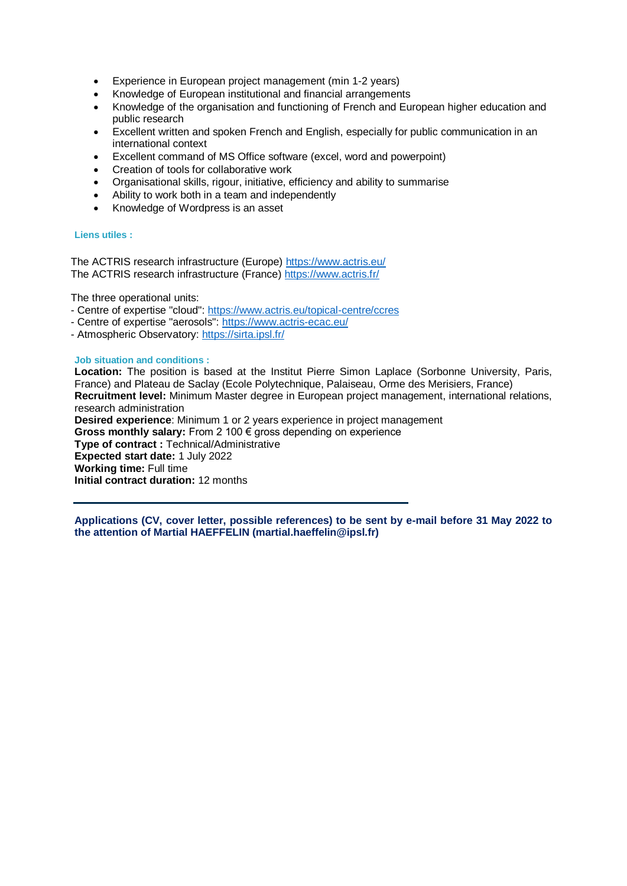- Experience in European project management (min 1-2 years)
- Knowledge of European institutional and financial arrangements
- Knowledge of the organisation and functioning of French and European higher education and public research
- Excellent written and spoken French and English, especially for public communication in an international context
- Excellent command of MS Office software (excel, word and powerpoint)
- Creation of tools for collaborative work
- Organisational skills, rigour, initiative, efficiency and ability to summarise
- Ability to work both in a team and independently
- Knowledge of Wordpress is an asset

**Liens utiles :**

The ACTRIS research infrastructure (Europe) https://www.actris.eu/
The ACTRIS research infrastructure (France) https://www.actris.fr/

The three operational units:
- Centre of expertise "cloud": https://www.actris.eu/topical-centre/ccres
- Centre of expertise "aerosols": https://www.actris-ecac.eu/
- Atmospheric Observatory: https://sirta.ipsl.fr/

**Job situation and conditions :**

**Location:** The position is based at the Institut Pierre Simon Laplace (Sorbonne University, Paris, France) and Plateau de Saclay (Ecole Polytechnique, Palaiseau, Orme des Merisiers, France)
**Recruitment level:** Minimum Master degree in European project management, international relations, research administration
**Desired experience**: Minimum 1 or 2 years experience in project management
**Gross monthly salary:** From 2 100 € gross depending on experience
**Type of contract :** Technical/Administrative
**Expected start date:** 1 July 2022
**Working time:** Full time
**Initial contract duration:** 12 months

---

**Applications (CV, cover letter, possible references) to be sent by e-mail before 31 May 2022 to the attention of Martial HAEFFELIN (martial.haeffelin@ipsl.fr)**